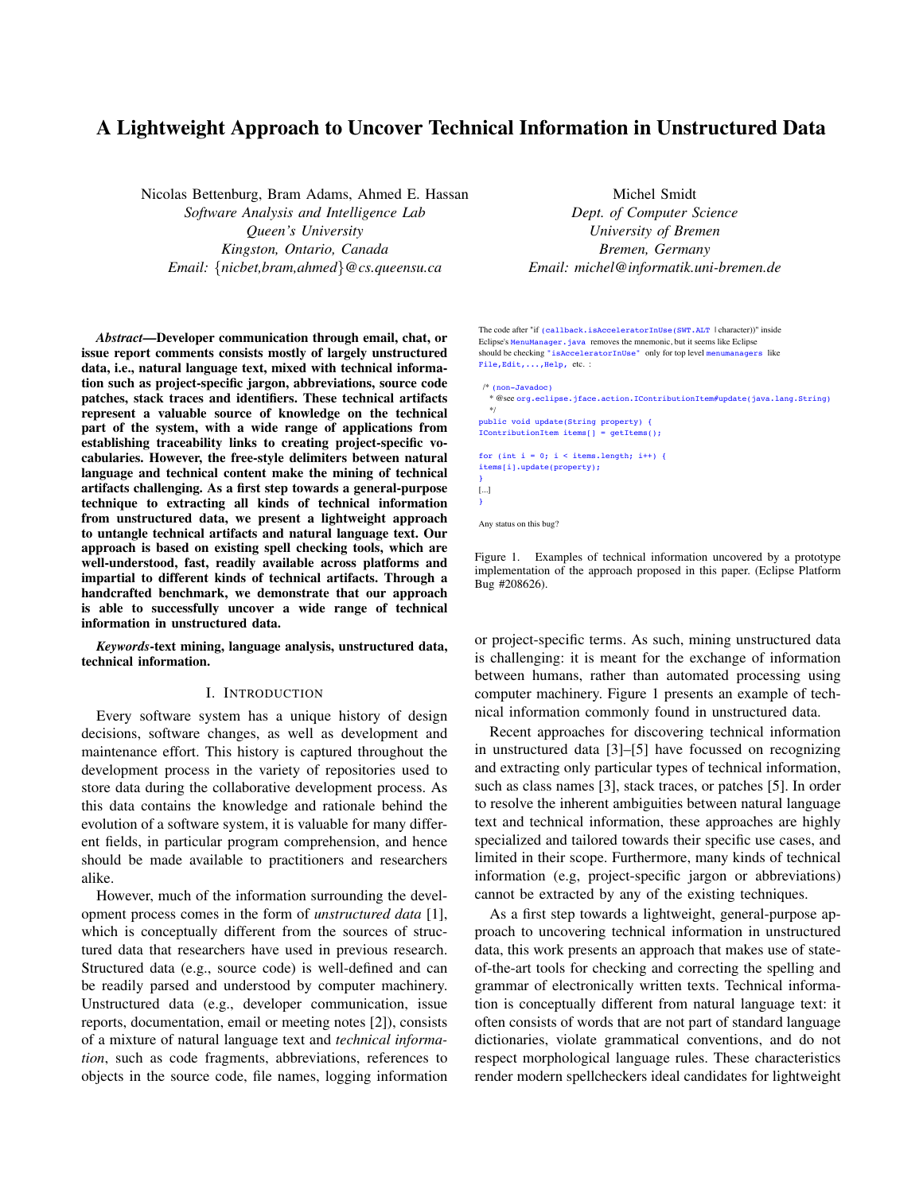# A Lightweight Approach to Uncover Technical Information in Unstructured Data

Nicolas Bettenburg, Bram Adams, Ahmed E. Hassan
*Software Analysis and Intelligence Lab*
*Queen's University*
*Kingston, Ontario, Canada*
*Email: {nicbet,bram,ahmed}@cs.queensu.ca*

Michel Smidt
*Dept. of Computer Science*
*University of Bremen*
*Bremen, Germany*
*Email: michel@informatik.uni-bremen.de*

***Abstract*—Developer communication through email, chat, or issue report comments consists mostly of largely unstructured data, i.e., natural language text, mixed with technical information such as project-specific jargon, abbreviations, source code patches, stack traces and identifiers. These technical artifacts represent a valuable source of knowledge on the technical part of the system, with a wide range of applications from establishing traceability links to creating project-specific vocabularies. However, the free-style delimiters between natural language and technical content make the mining of technical artifacts challenging. As a first step towards a general-purpose technique to extracting all kinds of technical information from unstructured data, we present a lightweight approach to untangle technical artifacts and natural language text. Our approach is based on existing spell checking tools, which are well-understood, fast, readily available across platforms and impartial to different kinds of technical artifacts. Through a handcrafted benchmark, we demonstrate that our approach is able to successfully uncover a wide range of technical information in unstructured data.**

***Keywords*-text mining, language analysis, unstructured data, technical information.**

## I. Introduction

Every software system has a unique history of design decisions, software changes, as well as development and maintenance effort. This history is captured throughout the development process in the variety of repositories used to store data during the collaborative development process. As this data contains the knowledge and rationale behind the evolution of a software system, it is valuable for many different fields, in particular program comprehension, and hence should be made available to practitioners and researchers alike.

However, much of the information surrounding the development process comes in the form of *unstructured data* [1], which is conceptually different from the sources of structured data that researchers have used in previous research. Structured data (e.g., source code) is well-defined and can be readily parsed and understood by computer machinery. Unstructured data (e.g., developer communication, issue reports, documentation, email or meeting notes [2]), consists of a mixture of natural language text and *technical information*, such as code fragments, abbreviations, references to objects in the source code, file names, logging information or project-specific terms. As such, mining unstructured data is challenging: it is meant for the exchange of information between humans, rather than automated processing using computer machinery. Figure 1 presents an example of technical information commonly found in unstructured data.

The code after "if (callback.isAcceleratorInUse(SWT.ALT | character))" inside Eclipse's MenuManager.java removes the mnemonic, but it seems like Eclipse should be checking "isAcceleratorInUse" only for top level menumanagers like File,Edit,...,Help, etc. :

```
/* (non-Javadoc)
 * @see org.eclipse.jface.action.IContributionItem#update(java.lang.String)
 */
public void update(String property) {
IContributionItem items[] = getItems();

for (int i = 0; i < items.length; i++) {
items[i].update(property);
}
[...]
}
```

Any status on this bug?

Figure 1. Examples of technical information uncovered by a prototype implementation of the approach proposed in this paper. (Eclipse Platform Bug #208626).

Recent approaches for discovering technical information in unstructured data [3]–[5] have focussed on recognizing and extracting only particular types of technical information, such as class names [3], stack traces, or patches [5]. In order to resolve the inherent ambiguities between natural language text and technical information, these approaches are highly specialized and tailored towards their specific use cases, and limited in their scope. Furthermore, many kinds of technical information (e.g, project-specific jargon or abbreviations) cannot be extracted by any of the existing techniques.

As a first step towards a lightweight, general-purpose approach to uncovering technical information in unstructured data, this work presents an approach that makes use of state-of-the-art tools for checking and correcting the spelling and grammar of electronically written texts. Technical information is conceptually different from natural language text: it often consists of words that are not part of standard language dictionaries, violate grammatical conventions, and do not respect morphological language rules. These characteristics render modern spellcheckers ideal candidates for lightweight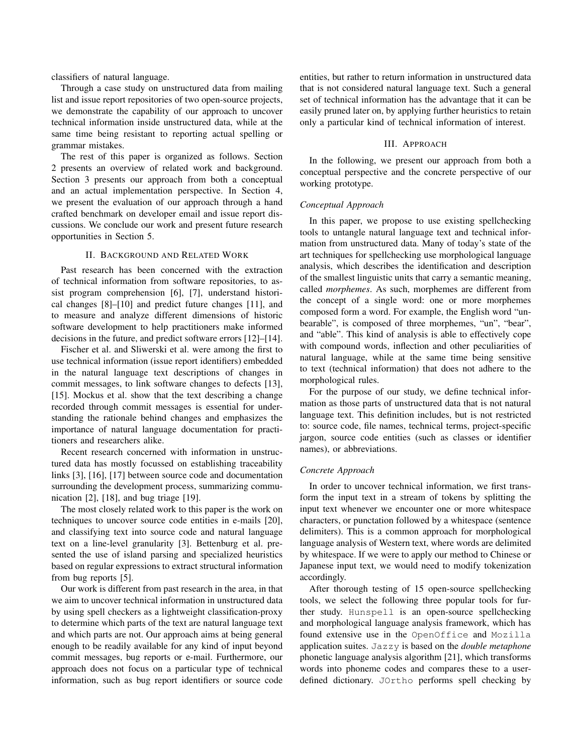classifiers of natural language.

Through a case study on unstructured data from mailing list and issue report repositories of two open-source projects, we demonstrate the capability of our approach to uncover technical information inside unstructured data, while at the same time being resistant to reporting actual spelling or grammar mistakes.

The rest of this paper is organized as follows. Section 2 presents an overview of related work and background. Section 3 presents our approach from both a conceptual and an actual implementation perspective. In Section 4, we present the evaluation of our approach through a hand crafted benchmark on developer email and issue report discussions. We conclude our work and present future research opportunities in Section 5.

## II. Background and Related Work

Past research has been concerned with the extraction of technical information from software repositories, to assist program comprehension [6], [7], understand historical changes [8]–[10] and predict future changes [11], and to measure and analyze different dimensions of historic software development to help practitioners make informed decisions in the future, and predict software errors [12]–[14].

Fischer et al. and Sliwerski et al. were among the first to use technical information (issue report identifiers) embedded in the natural language text descriptions of changes in commit messages, to link software changes to defects [13], [15]. Mockus et al. show that the text describing a change recorded through commit messages is essential for understanding the rationale behind changes and emphasizes the importance of natural language documentation for practitioners and researchers alike.

Recent research concerned with information in unstructured data has mostly focussed on establishing traceability links [3], [16], [17] between source code and documentation surrounding the development process, summarizing communication [2], [18], and bug triage [19].

The most closely related work to this paper is the work on techniques to uncover source code entities in e-mails [20], and classifying text into source code and natural language text on a line-level granularity [3]. Bettenburg et al. presented the use of island parsing and specialized heuristics based on regular expressions to extract structural information from bug reports [5].

Our work is different from past research in the area, in that we aim to uncover technical information in unstructured data by using spell checkers as a lightweight classification-proxy to determine which parts of the text are natural language text and which parts are not. Our approach aims at being general enough to be readily available for any kind of input beyond commit messages, bug reports or e-mail. Furthermore, our approach does not focus on a particular type of technical information, such as bug report identifiers or source code entities, but rather to return information in unstructured data that is not considered natural language text. Such a general set of technical information has the advantage that it can be easily pruned later on, by applying further heuristics to retain only a particular kind of technical information of interest.

## III. Approach

In the following, we present our approach from both a conceptual perspective and the concrete perspective of our working prototype.

### *Conceptual Approach*

In this paper, we propose to use existing spellchecking tools to untangle natural language text and technical information from unstructured data. Many of today's state of the art techniques for spellchecking use morphological language analysis, which describes the identification and description of the smallest linguistic units that carry a semantic meaning, called *morphemes*. As such, morphemes are different from the concept of a single word: one or more morphemes composed form a word. For example, the English word "unbearable", is composed of three morphemes, "un", "bear", and "able". This kind of analysis is able to effectively cope with compound words, inflection and other peculiarities of natural language, while at the same time being sensitive to text (technical information) that does not adhere to the morphological rules.

For the purpose of our study, we define technical information as those parts of unstructured data that is not natural language text. This definition includes, but is not restricted to: source code, file names, technical terms, project-specific jargon, source code entities (such as classes or identifier names), or abbreviations.

### *Concrete Approach*

In order to uncover technical information, we first transform the input text in a stream of tokens by splitting the input text whenever we encounter one or more whitespace characters, or punctuation followed by a whitespace (sentence delimiters). This is a common approach for morphological language analysis of Western text, where words are delimited by whitespace. If we were to apply our method to Chinese or Japanese input text, we would need to modify tokenization accordingly.

After thorough testing of 15 open-source spellchecking tools, we select the following three popular tools for further study. `Hunspell` is an open-source spellchecking and morphological language analysis framework, which has found extensive use in the `OpenOffice` and `Mozilla` application suites. `Jazzy` is based on the *double metaphone* phonetic language analysis algorithm [21], which transforms words into phoneme codes and compares these to a user-defined dictionary. `JOrtho` performs spell checking by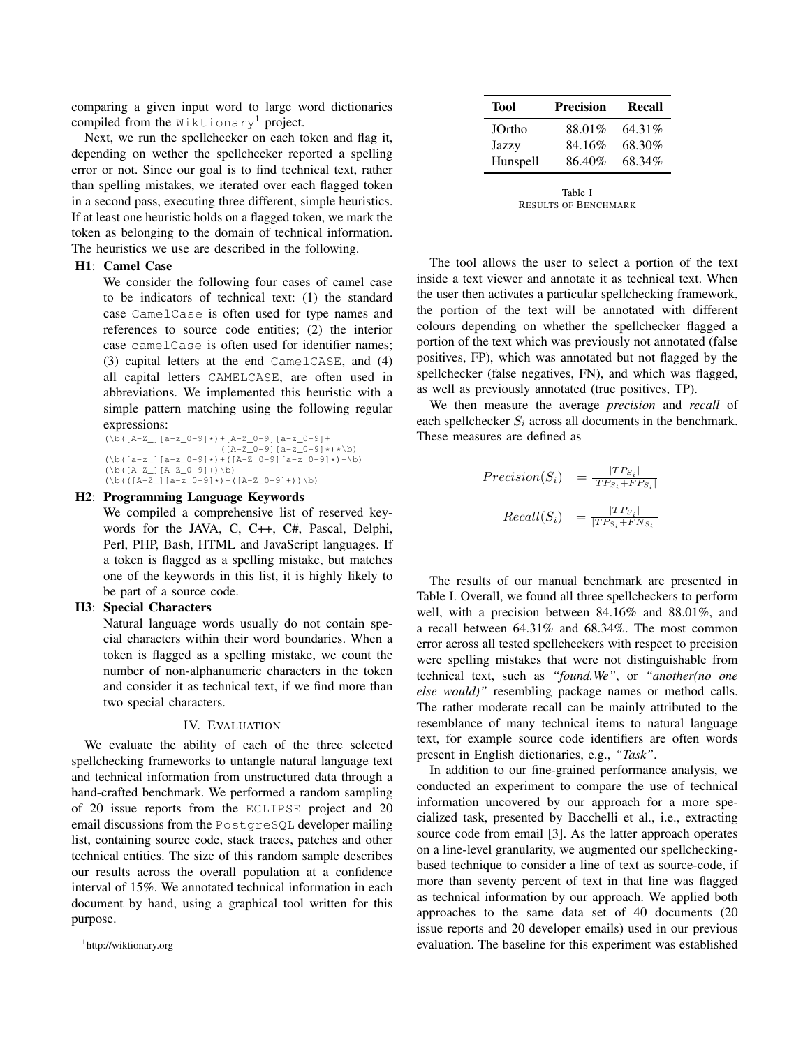comparing a given input word to large word dictionaries compiled from the `Wiktionary`[1] project.

Next, we run the spellchecker on each token and flag it, depending on wether the spellchecker reported a spelling error or not. Since our goal is to find technical text, rather than spelling mistakes, we iterated over each flagged token in a second pass, executing three different, simple heuristics. If at least one heuristic holds on a flagged token, we mark the token as belonging to the domain of technical information. The heuristics we use are described in the following.

**H1**: **Camel Case**

We consider the following four cases of camel case to be indicators of technical text: (1) the standard case `CamelCase` is often used for type names and references to source code entities; (2) the interior case `camelCase` is often used for identifier names; (3) capital letters at the end `CamelCASE`, and (4) all capital letters `CAMELCASE`, are often used in abbreviations. We implemented this heuristic with a simple pattern matching using the following regular expressions:

```
(\b([A-Z_][a-z_0-9]*)+[A-Z_0-9][a-z_0-9]+
                    ([A-Z_0-9][a-z_0-9]*)*\b)
(\b([a-z_][a-z_0-9]*)+([A-Z_0-9][a-z_0-9]*)+\b)
(\b([A-Z_][A-Z_0-9]+)\b)
(\b(([A-Z_][a-z_0-9]*)+([A-Z_0-9]+))\b)
```

**H2**: **Programming Language Keywords**

We compiled a comprehensive list of reserved keywords for the JAVA, C, C++, C#, Pascal, Delphi, Perl, PHP, Bash, HTML and JavaScript languages. If a token is flagged as a spelling mistake, but matches one of the keywords in this list, it is highly likely to be part of a source code.

**H3**: **Special Characters**

Natural language words usually do not contain special characters within their word boundaries. When a token is flagged as a spelling mistake, we count the number of non-alphanumeric characters in the token and consider it as technical text, if we find more than two special characters.

## IV. Evaluation

We evaluate the ability of each of the three selected spellchecking frameworks to untangle natural language text and technical information from unstructured data through a hand-crafted benchmark. We performed a random sampling of 20 issue reports from the `ECLIPSE` project and 20 email discussions from the `PostgreSQL` developer mailing list, containing source code, stack traces, patches and other technical entities. The size of this random sample describes our results across the overall population at a confidence interval of 15%. We annotated technical information in each document by hand, using a graphical tool written for this purpose.

[1]http://wiktionary.org

| Tool | Precision | Recall |
|---|---|---|
| JOrtho | 88.01% | 64.31% |
| Jazzy | 84.16% | 68.30% |
| Hunspell | 86.40% | 68.34% |

Table I
Results of Benchmark

The tool allows the user to select a portion of the text inside a text viewer and annotate it as technical text. When the user then activates a particular spellchecking framework, the portion of the text will be annotated with different colours depending on whether the spellchecker flagged a portion of the text which was previously not annotated (false positives, FP), which was annotated but not flagged by the spellchecker (false negatives, FN), and which was flagged, as well as previously annotated (true positives, TP).

We then measure the average *precision* and *recall* of each spellchecker $S_i$ across all documents in the benchmark. These measures are defined as

$$Precision(S_i) = \frac{|TP_{S_i}|}{|TP_{S_i} + FP_{S_i}|}$$

$$Recall(S_i) = \frac{|TP_{S_i}|}{|TP_{S_i} + FN_{S_i}|}$$

The results of our manual benchmark are presented in Table I. Overall, we found all three spellcheckers to perform well, with a precision between 84.16% and 88.01%, and a recall between 64.31% and 68.34%. The most common error across all tested spellcheckers with respect to precision were spelling mistakes that were not distinguishable from technical text, such as *"found.We"*, or *"another(no one else would)"* resembling package names or method calls. The rather moderate recall can be mainly attributed to the resemblance of many technical items to natural language text, for example source code identifiers are often words present in English dictionaries, e.g., *"Task"*.

In addition to our fine-grained performance analysis, we conducted an experiment to compare the use of technical information uncovered by our approach for a more specialized task, presented by Bacchelli et al., i.e., extracting source code from email [3]. As the latter approach operates on a line-level granularity, we augmented our spellchecking-based technique to consider a line of text as source-code, if more than seventy percent of text in that line was flagged as technical information by our approach. We applied both approaches to the same data set of 40 documents (20 issue reports and 20 developer emails) used in our previous evaluation. The baseline for this experiment was established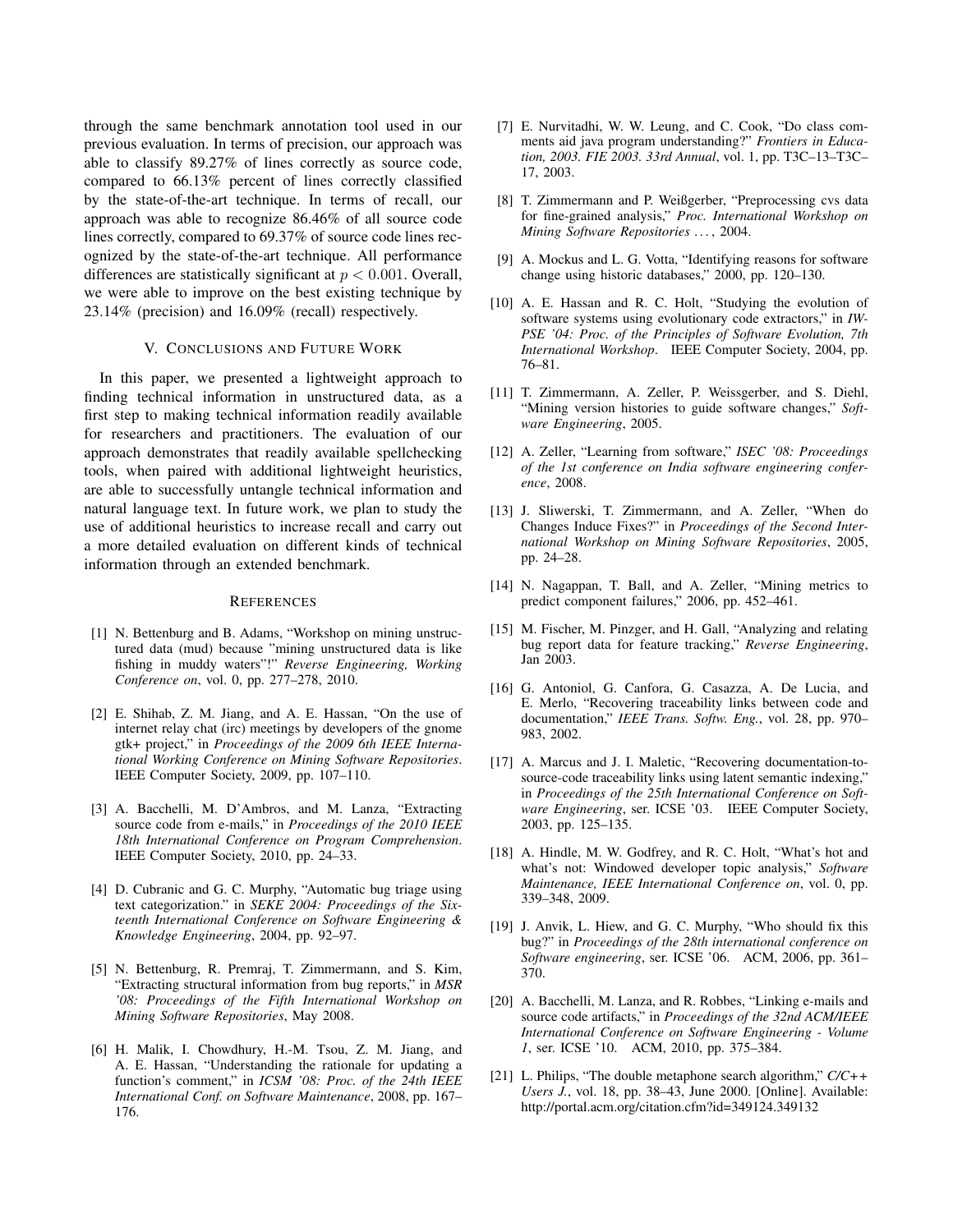through the same benchmark annotation tool used in our previous evaluation. In terms of precision, our approach was able to classify 89.27% of lines correctly as source code, compared to 66.13% percent of lines correctly classified by the state-of-the-art technique. In terms of recall, our approach was able to recognize 86.46% of all source code lines correctly, compared to 69.37% of source code lines recognized by the state-of-the-art technique. All performance differences are statistically significant at $p < 0.001$. Overall, we were able to improve on the best existing technique by 23.14% (precision) and 16.09% (recall) respectively.

## V. Conclusions and Future Work

In this paper, we presented a lightweight approach to finding technical information in unstructured data, as a first step to making technical information readily available for researchers and practitioners. The evaluation of our approach demonstrates that readily available spellchecking tools, when paired with additional lightweight heuristics, are able to successfully untangle technical information and natural language text. In future work, we plan to study the use of additional heuristics to increase recall and carry out a more detailed evaluation on different kinds of technical information through an extended benchmark.

## References

[1] N. Bettenburg and B. Adams, "Workshop on mining unstructured data (mud) because "mining unstructured data is like fishing in muddy waters"!" *Reverse Engineering, Working Conference on*, vol. 0, pp. 277–278, 2010.

[2] E. Shihab, Z. M. Jiang, and A. E. Hassan, "On the use of internet relay chat (irc) meetings by developers of the gnome gtk+ project," in *Proceedings of the 2009 6th IEEE International Working Conference on Mining Software Repositories*. IEEE Computer Society, 2009, pp. 107–110.

[3] A. Bacchelli, M. D'Ambros, and M. Lanza, "Extracting source code from e-mails," in *Proceedings of the 2010 IEEE 18th International Conference on Program Comprehension*. IEEE Computer Society, 2010, pp. 24–33.

[4] D. Cubranic and G. C. Murphy, "Automatic bug triage using text categorization." in *SEKE 2004: Proceedings of the Sixteenth International Conference on Software Engineering & Knowledge Engineering*, 2004, pp. 92–97.

[5] N. Bettenburg, R. Premraj, T. Zimmermann, and S. Kim, "Extracting structural information from bug reports," in *MSR '08: Proceedings of the Fifth International Workshop on Mining Software Repositories*, May 2008.

[6] H. Malik, I. Chowdhury, H.-M. Tsou, Z. M. Jiang, and A. E. Hassan, "Understanding the rationale for updating a function's comment," in *ICSM '08: Proc. of the 24th IEEE International Conf. on Software Maintenance*, 2008, pp. 167–176.

[7] E. Nurvitadhi, W. W. Leung, and C. Cook, "Do class comments aid java program understanding?" *Frontiers in Education, 2003. FIE 2003. 33rd Annual*, vol. 1, pp. T3C–13–T3C–17, 2003.

[8] T. Zimmermann and P. Weißgerber, "Preprocessing cvs data for fine-grained analysis," *Proc. International Workshop on Mining Software Repositories ...*, 2004.

[9] A. Mockus and L. G. Votta, "Identifying reasons for software change using historic databases," 2000, pp. 120–130.

[10] A. E. Hassan and R. C. Holt, "Studying the evolution of software systems using evolutionary code extractors," in *IWPSE '04: Proc. of the Principles of Software Evolution, 7th International Workshop*. IEEE Computer Society, 2004, pp. 76–81.

[11] T. Zimmermann, A. Zeller, P. Weissgerber, and S. Diehl, "Mining version histories to guide software changes," *Software Engineering*, 2005.

[12] A. Zeller, "Learning from software," *ISEC '08: Proceedings of the 1st conference on India software engineering conference*, 2008.

[13] J. Sliwerski, T. Zimmermann, and A. Zeller, "When do Changes Induce Fixes?" in *Proceedings of the Second International Workshop on Mining Software Repositories*, 2005, pp. 24–28.

[14] N. Nagappan, T. Ball, and A. Zeller, "Mining metrics to predict component failures," 2006, pp. 452–461.

[15] M. Fischer, M. Pinzger, and H. Gall, "Analyzing and relating bug report data for feature tracking," *Reverse Engineering*, Jan 2003.

[16] G. Antoniol, G. Canfora, G. Casazza, A. De Lucia, and E. Merlo, "Recovering traceability links between code and documentation," *IEEE Trans. Softw. Eng.*, vol. 28, pp. 970–983, 2002.

[17] A. Marcus and J. I. Maletic, "Recovering documentation-to-source-code traceability links using latent semantic indexing," in *Proceedings of the 25th International Conference on Software Engineering*, ser. ICSE '03. IEEE Computer Society, 2003, pp. 125–135.

[18] A. Hindle, M. W. Godfrey, and R. C. Holt, "What's hot and what's not: Windowed developer topic analysis," *Software Maintenance, IEEE International Conference on*, vol. 0, pp. 339–348, 2009.

[19] J. Anvik, L. Hiew, and G. C. Murphy, "Who should fix this bug?" in *Proceedings of the 28th international conference on Software engineering*, ser. ICSE '06. ACM, 2006, pp. 361–370.

[20] A. Bacchelli, M. Lanza, and R. Robbes, "Linking e-mails and source code artifacts," in *Proceedings of the 32nd ACM/IEEE International Conference on Software Engineering - Volume 1*, ser. ICSE '10. ACM, 2010, pp. 375–384.

[21] L. Philips, "The double metaphone search algorithm," *C/C++ Users J.*, vol. 18, pp. 38–43, June 2000. [Online]. Available: http://portal.acm.org/citation.cfm?id=349124.349132